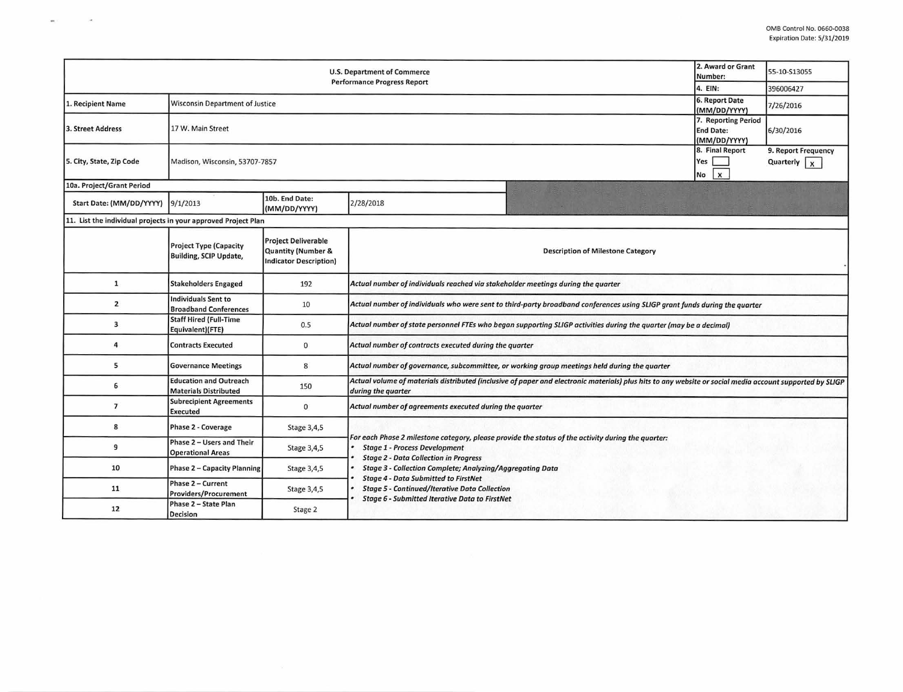OMB Control No. 0660-0038
Expiration Date: 5/31/2019

| U.S. Department of Commerce<br>Performance Progress Report | | | | 2. Award or Grant Number: | 55-10-S13055 |
|---|---|---|---|---|---|
| | | | | 4. EIN: | 396006427 |
| 1. Recipient Name | Wisconsin Department of Justice | | | 6. Report Date (MM/DD/YYYY) | 7/26/2016 |
| 3. Street Address | 17 W. Main Street | | | 7. Reporting Period End Date: (MM/DD/YYYY) | 6/30/2016 |
| 5. City, State, Zip Code | Madison, Wisconsin, 53707-7857 | | | 8. Final Report<br>Yes [ ]<br>No [x] | 9. Report Frequency<br>Quarterly [x] |
| 10a. Project/Grant Period | | | | | |
| Start Date: (MM/DD/YYYY) | 9/1/2013 | 10b. End Date: (MM/DD/YYYY) | 2/28/2018 | | |

11. List the individual projects in your approved Project Plan

| | Project Type (Capacity Building, SCIP Update, | Project Deliverable Quantity (Number & Indicator Description) | Description of Milestone Category |
|---|---|---|---|
| 1 | Stakeholders Engaged | 192 | *Actual number of individuals reached via stakeholder meetings during the quarter* |
| 2 | Individuals Sent to Broadband Conferences | 10 | *Actual number of individuals who were sent to third-party broadband conferences using SLIGP grant funds during the quarter* |
| 3 | Staff Hired (Full-Time Equivalent)(FTE) | 0.5 | *Actual number of state personnel FTEs who began supporting SLIGP activities during the quarter (may be a decimal)* |
| 4 | Contracts Executed | 0 | *Actual number of contracts executed during the quarter* |
| 5 | Governance Meetings | 8 | *Actual number of governance, subcommittee, or working group meetings held during the quarter* |
| 6 | Education and Outreach Materials Distributed | 150 | *Actual volume of materials distributed (inclusive of paper and electronic materials) plus hits to any website or social media account supported by SLIGP during the quarter* |
| 7 | Subrecipient Agreements Executed | 0 | *Actual number of agreements executed during the quarter* |
| 8 | Phase 2 - Coverage | Stage 3,4,5 | *For each Phase 2 milestone category, please provide the status of the activity during the quarter:*<br>• *Stage 1 - Process Development*<br>• *Stage 2 - Data Collection in Progress*<br>• *Stage 3 - Collection Complete; Analyzing/Aggregating Data*<br>• *Stage 4 - Data Submitted to FirstNet*<br>• *Stage 5 - Continued/Iterative Data Collection*<br>• *Stage 6 - Submitted Iterative Data to FirstNet* |
| 9 | Phase 2 – Users and Their Operational Areas | Stage 3,4,5 | |
| 10 | Phase 2 – Capacity Planning | Stage 3,4,5 | |
| 11 | Phase 2 – Current Providers/Procurement | Stage 3,4,5 | |
| 12 | Phase 2 – State Plan Decision | Stage 2 | |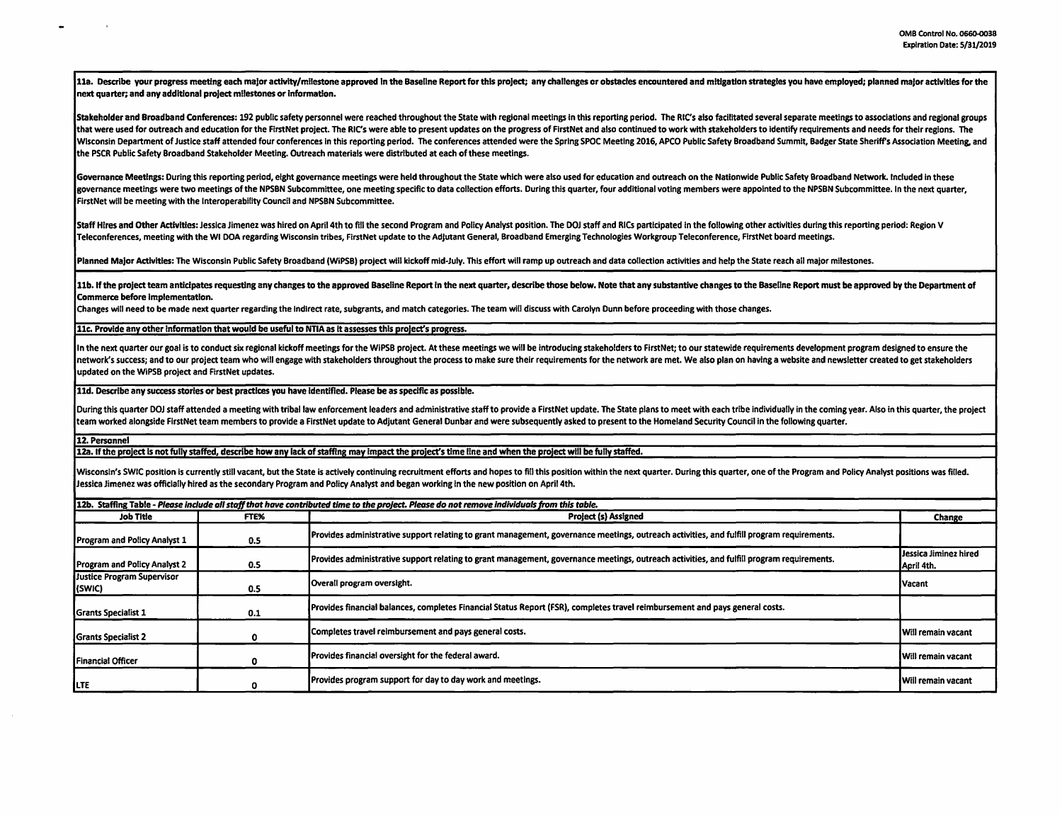**11a. Describe your progress meeting each major activity/milestone approved in the Baseline Report for this project; any challenges or obstacles encountered and mitigation strategies you have employed; planned major activities for the next quarter; and any additional project milestones or information.**

**Stakeholder and Broadband Conferences:** 192 public safety personnel were reached throughout the State with regional meetings in this reporting period. The RIC's also facilitated several separate meetings to associations and regional groups that were used for outreach and education for the FirstNet project. The RIC's were able to present updates on the progress of FirstNet and also continued to work with stakeholders to identify requirements and needs for their regions. The Wisconsin Department of Justice staff attended four conferences in this reporting period. The conferences attended were the Spring SPOC Meeting 2016, APCO Public Safety Broadband Summit, Badger State Sheriff's Association Meeting, and the PSCR Public Safety Broadband Stakeholder Meeting. Outreach materials were distributed at each of these meetings.

**Governance Meetings:** During this reporting period, eight governance meetings were held throughout the State which were also used for education and outreach on the Nationwide Public Safety Broadband Network. Included in these governance meetings were two meetings of the NPSBN Subcommittee, one meeting specific to data collection efforts. During this quarter, four additional voting members were appointed to the NPSBN Subcommittee. In the next quarter, FirstNet will be meeting with the Interoperability Council and NPSBN Subcommittee.

**Staff Hires and Other Activities:** Jessica Jimenez was hired on April 4th to fill the second Program and Policy Analyst position. The DOJ staff and RICs participated in the following other activities during this reporting period: Region V Teleconferences, meeting with the WI DOA regarding Wisconsin tribes, FirstNet update to the Adjutant General, Broadband Emerging Technologies Workgroup Teleconference, FirstNet board meetings.

**Planned Major Activities:** The Wisconsin Public Safety Broadband (WiPSB) project will kickoff mid-July. This effort will ramp up outreach and data collection activities and help the State reach all major milestones.

**11b. If the project team anticipates requesting any changes to the approved Baseline Report in the next quarter, describe those below. Note that any substantive changes to the Baseline Report must be approved by the Department of Commerce before implementation.**

Changes will need to be made next quarter regarding the indirect rate, subgrants, and match categories. The team will discuss with Carolyn Dunn before proceeding with those changes.

**11c. Provide any other information that would be useful to NTIA as it assesses this project's progress.**

In the next quarter our goal is to conduct six regional kickoff meetings for the WiPSB project. At these meetings we will be introducing stakeholders to FirstNet; to our statewide requirements development program designed to ensure the network's success; and to our project team who will engage with stakeholders throughout the process to make sure their requirements for the network are met. We also plan on having a website and newsletter created to get stakeholders updated on the WiPSB project and FirstNet updates.

**11d. Describe any success stories or best practices you have identified. Please be as specific as possible.**

During this quarter DOJ staff attended a meeting with tribal law enforcement leaders and administrative staff to provide a FirstNet update. The State plans to meet with each tribe individually in the coming year. Also in this quarter, the project team worked alongside FirstNet team members to provide a FirstNet update to Adjutant General Dunbar and were subsequently asked to present to the Homeland Security Council in the following quarter.

**12. Personnel**

**12a. If the project is not fully staffed, describe how any lack of staffing may impact the project's time line and when the project will be fully staffed.**

Wisconsin's SWIC position is currently still vacant, but the State is actively continuing recruitment efforts and hopes to fill this position within the next quarter. During this quarter, one of the Program and Policy Analyst positions was filled. Jessica Jimenez was officially hired as the secondary Program and Policy Analyst and began working in the new position on April 4th.

**12b. Staffing Table** - *Please include all staff that have contributed time to the project. Please do not remove individuals from this table.*

| Job Title | FTE% | Project (s) Assigned | Change |
|---|---|---|---|
| Program and Policy Analyst 1 | 0.5 | Provides administrative support relating to grant management, governance meetings, outreach activities, and fulfill program requirements. | |
| Program and Policy Analyst 2 | 0.5 | Provides administrative support relating to grant management, governance meetings, outreach activities, and fulfill program requirements. | Jessica Jiminez hired April 4th. |
| Justice Program Supervisor (SWIC) | 0.5 | Overall program oversight. | Vacant |
| Grants Specialist 1 | 0.1 | Provides financial balances, completes Financial Status Report (FSR), completes travel reimbursement and pays general costs. | |
| Grants Specialist 2 | 0 | Completes travel reimbursement and pays general costs. | Will remain vacant |
| Financial Officer | 0 | Provides financial oversight for the federal award. | Will remain vacant |
| LTE | 0 | Provides program support for day to day work and meetings. | Will remain vacant |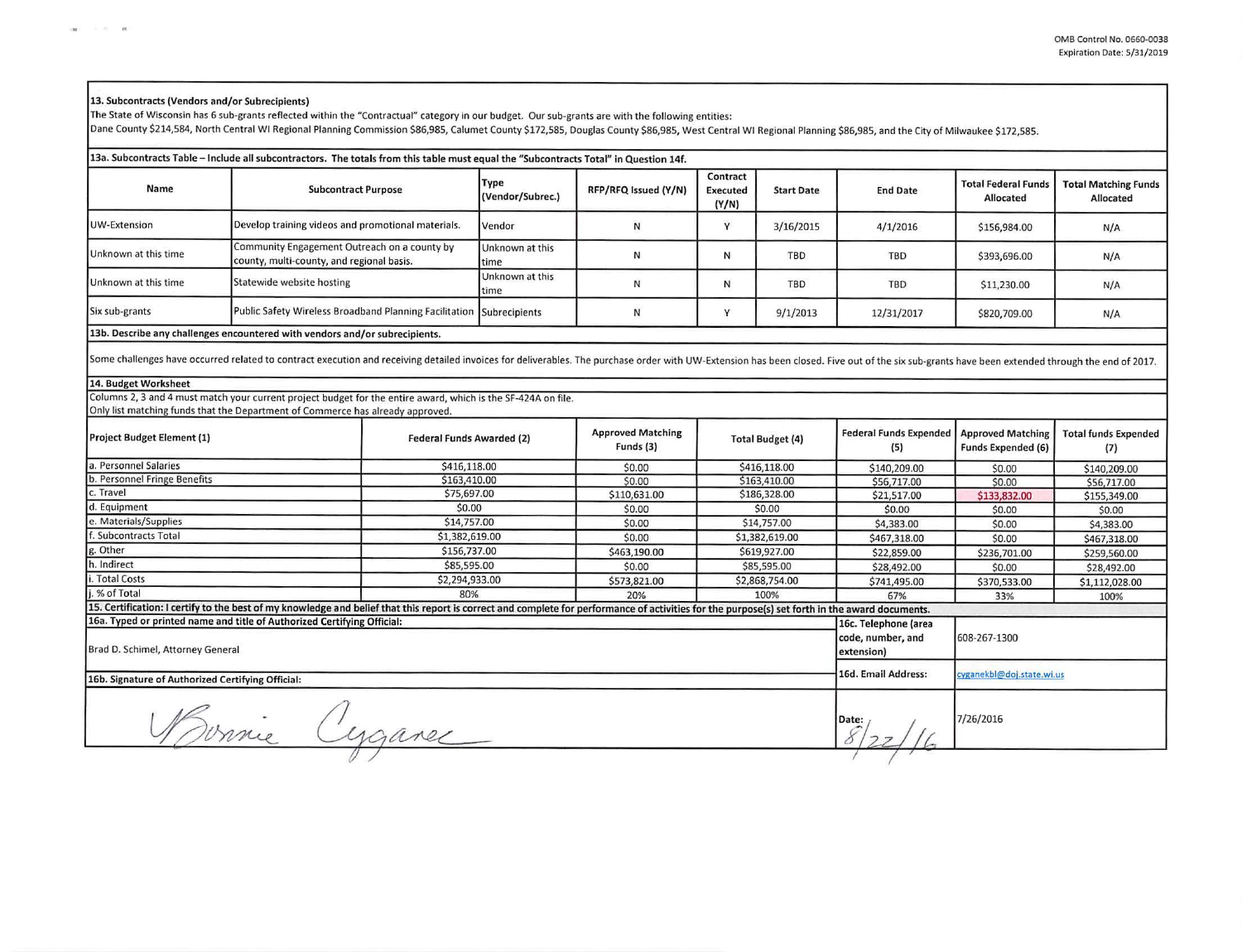OMB Control No. 0660-0038
Expiration Date: 5/31/2019

**13. Subcontracts (Vendors and/or Subrecipients)**

The State of Wisconsin has 6 sub-grants reflected within the "Contractual" category in our budget. Our sub-grants are with the following entities:

Dane County $214,584, North Central WI Regional Planning Commission $86,985, Calumet County $172,585, Douglas County $86,985, West Central WI Regional Planning $86,985, and the City of Milwaukee $172,585.

**13a. Subcontracts Table – Include all subcontractors. The totals from this table must equal the "Subcontracts Total" in Question 14f.**

| Name | Subcontract Purpose | Type (Vendor/Subrec.) | RFP/RFQ Issued (Y/N) | Contract Executed (Y/N) | Start Date | End Date | Total Federal Funds Allocated | Total Matching Funds Allocated |
|---|---|---|---|---|---|---|---|---|
| UW-Extension | Develop training videos and promotional materials. | Vendor | N | Y | 3/16/2015 | 4/1/2016 | $156,984.00 | N/A |
| Unknown at this time | Community Engagement Outreach on a county by county, multi-county, and regional basis. | Unknown at this time | N | N | TBD | TBD | $393,696.00 | N/A |
| Unknown at this time | Statewide website hosting | Unknown at this time | N | N | TBD | TBD | $11,230.00 | N/A |
| Six sub-grants | Public Safety Wireless Broadband Planning Facilitation | Subrecipients | N | Y | 9/1/2013 | 12/31/2017 | $820,709.00 | N/A |

**13b. Describe any challenges encountered with vendors and/or subrecipients.**

Some challenges have occurred related to contract execution and receiving detailed invoices for deliverables. The purchase order with UW-Extension has been closed. Five out of the six sub-grants have been extended through the end of 2017.

**14. Budget Worksheet**

Columns 2, 3 and 4 must match your current project budget for the entire award, which is the SF-424A on file.
Only list matching funds that the Department of Commerce has already approved.

| Project Budget Element (1) | Federal Funds Awarded (2) | Approved Matching Funds (3) | Total Budget (4) | Federal Funds Expended (5) | Approved Matching Funds Expended (6) | Total funds Expended (7) |
|---|---|---|---|---|---|---|
| a. Personnel Salaries | $416,118.00 | $0.00 | $416,118.00 | $140,209.00 | $0.00 | $140,209.00 |
| b. Personnel Fringe Benefits | $163,410.00 | $0.00 | $163,410.00 | $56,717.00 | $0.00 | $56,717.00 |
| c. Travel | $75,697.00 | $110,631.00 | $186,328.00 | $21,517.00 | $133,832.00 | $155,349.00 |
| d. Equipment | $0.00 | $0.00 | $0.00 | $0.00 | $0.00 | $0.00 |
| e. Materials/Supplies | $14,757.00 | $0.00 | $14,757.00 | $4,383.00 | $0.00 | $4,383.00 |
| f. Subcontracts Total | $1,382,619.00 | $0.00 | $1,382,619.00 | $467,318.00 | $0.00 | $467,318.00 |
| g. Other | $156,737.00 | $463,190.00 | $619,927.00 | $22,859.00 | $236,701.00 | $259,560.00 |
| h. Indirect | $85,595.00 | $0.00 | $85,595.00 | $28,492.00 | $0.00 | $28,492.00 |
| i. Total Costs | $2,294,933.00 | $573,821.00 | $2,868,754.00 | $741,495.00 | $370,533.00 | $1,112,028.00 |
| j. % of Total | 80% | 20% | 100% | 67% | 33% | 100% |

**15. Certification: I certify to the best of my knowledge and belief that this report is correct and complete for performance of activities for the purpose(s) set forth in the award documents.**

| | | |
|---|---|---|
| 16a. Typed or printed name and title of Authorized Certifying Official: Brad D. Schimel, Attorney General | 16c. Telephone (area code, number, and extension) | 608-267-1300 |
| 16b. Signature of Authorized Certifying Official: | 16d. Email Address: | cyganekbl@doj.state.wi.us |
| Bonnie Cyganek | Date: 8/22/16 | 7/26/2016 |